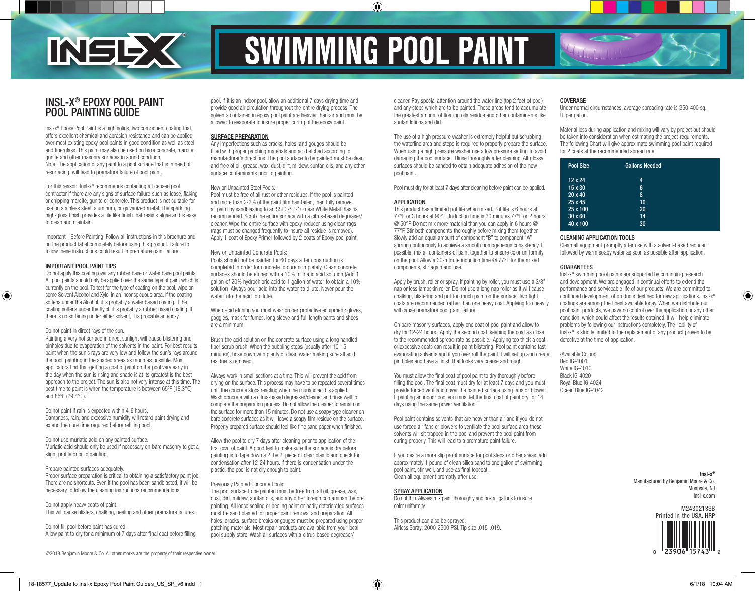# SWIMMING POOL PAINT

## INSL-X® EPOXY POOL PAINT POOL PAINTING GUIDE

Insl-x® Epoxy Pool Paint is a high solids, two component coating that offers excellent chemical and abrasion resistance and can be applied over most existing epoxy pool paints in good condition as well as steel and fiberglass. This paint may also be used on bare concrete, marcite, gunite and other masonry surfaces in sound condition.
Note: The application of any paint to a pool surface that is in need of resurfacing, will lead to premature failure of pool paint.

For this reason, Insl-x® recommends contacting a licensed pool contractor if there are any signs of surface failure such as loose, flaking or chipping marcite, gunite or concrete. This product is not suitable for use on stainless steel, aluminum, or galvanized metal. The sparkling high-gloss finish provides a tile like finish that resists algae and is easy to clean and maintain.

Important - Before Painting: Follow all instructions in this brochure and on the product label completely before using this product. Failure to follow these instructions could result in premature paint failure.

### IMPORTANT POOL PAINT TIPS

Do not apply this coating over any rubber base or water base pool paints. All pool paints should only be applied over the same type of paint which is currently on the pool. To test for the type of coating on the pool, wipe on some Solvent Alcohol and Xylol in an inconspicuous area. If the coating softens under the Alcohol, it is probably a water based coating. If the coating softens under the Xylol, it is probably a rubber based coating. If there is no softening under either solvent, it is probably an epoxy.

Do not paint in direct rays of the sun.
Painting a very hot surface in direct sunlight will cause blistering and pinholes due to evaporation of the solvents in the paint. For best results, paint when the sun's rays are very low and follow the sun's rays around the pool, painting in the shaded areas as much as possible. Most applicators find that getting a coat of paint on the pool very early in the day when the sun is rising and shade is at its greatest is the best approach to the project. The sun is also not very intense at this time. The best time to paint is when the temperature is between 65ºF (18.3°C) and 85ºF (29.4°C).

Do not paint if rain is expected within 4-6 hours.
Dampness, rain, and excessive humidity will retard paint drying and extend the cure time required before refilling pool.

Do not use muriatic acid on any painted surface.
Muriatic acid should only be used if necessary on bare masonry to get a slight profile prior to painting.

Prepare painted surfaces adequately.
Proper surface preparation is critical to obtaining a satisfactory paint job. There are no shortcuts. Even if the pool has been sandblasted, it will be necessary to follow the cleaning instructions recommendations.

Do not apply heavy coats of paint.
This will cause blisters, chalking, peeling and other premature failures.

Do not fill pool before paint has cured.
Allow paint to dry for a minimum of 7 days after final coat before filling pool. If it is an indoor pool, allow an additional 7 days drying time and provide good air circulation throughout the entire drying process. The solvents contained in epoxy pool paint are heavier than air and must be allowed to evaporate to insure proper curing of the epoxy paint.

### SURFACE PREPARATION

Any imperfections such as cracks, holes, and gouges should be filled with proper patching materials and acid etched according to manufacturer's directions. The pool surface to be painted must be clean and free of oil, grease, wax, dust, dirt, mildew, suntan oils, and any other surface contaminants prior to painting.

New or Unpainted Steel Pools:
Pool must be free of all rust or other residues. If the pool is painted and more than 2-3% of the paint film has failed, then fully remove all paint by sandblasting to an SSPC-SP-10 near White Metal Blast is recommended. Scrub the entire surface with a citrus-based degreaser/cleaner. Wipe the entire surface with epoxy reducer using clean rags (rags must be changed frequently to insure all residue is removed). Apply 1 coat of Epoxy Primer followed by 2 coats of Epoxy pool paint.

New or Unpainted Concrete Pools:
Pools should not be painted for 60 days after construction is completed in order for concrete to cure completely. Clean concrete surfaces should be etched with a 10% muriatic acid solution (Add 1 gallon of 20% hydrochloric acid to 1 gallon of water to obtain a 10% solution. Always pour acid into the water to dilute. Never pour the water into the acid to dilute).

When acid etching you must wear proper protective equipment: gloves, goggles, mask for fumes, long sleeve and full length pants and shoes are a minimum.

Brush the acid solution on the concrete surface using a long handled fiber scrub brush. When the bubbling stops (usually after 10-15 minutes), hose down with plenty of clean water making sure all acid residue is removed.

Always work in small sections at a time. This will prevent the acid from drying on the surface. This process may have to be repeated several times until the concrete stops reacting when the muriatic acid is applied. Wash concrete with a citrus-based degreaser/cleaner and rinse well to complete the preparation process. Do not allow the cleaner to remain on the surface for more than 15 minutes. Do not use a soapy type cleaner on bare concrete surfaces as it will leave a soapy film residue on the surface. Properly prepared surface should feel like fine sand paper when finished.

Allow the pool to dry 7 days after cleaning prior to application of the first coat of paint. A good test to make sure the surface is dry before painting is to tape down a 2' by 2' piece of clear plastic and check for condensation after 12-24 hours. If there is condensation under the plastic, the pool is not dry enough to paint.

Previously Painted Concrete Pools:
The pool surface to be painted must be free from all oil, grease, wax, dust, dirt, mildew, suntan oils, and any other foreign contaminant before painting. All loose scaling or peeling paint or badly deteriorated surfaces must be sand blasted for proper paint removal and preparation. All holes, cracks, surface breaks or gouges must be prepared using proper patching materials. Most repair products are available from your local pool supply store. Wash all surfaces with a citrus-based degreaser/cleaner. Pay special attention around the water line (top 2 feet of pool) and any steps which are to be painted. These areas tend to accumulate the greatest amount of floating oils residue and other contaminants like suntan lotions and dirt.

The use of a high pressure washer is extremely helpful but scrubbing the waterline area and steps is required to properly prepare the surface. When using a high pressure washer use a low pressure setting to avoid damaging the pool surface. Rinse thoroughly after cleaning. All glossy surfaces should be sanded to obtain adequate adhesion of the new pool paint.

Pool must dry for at least 7 days after cleaning before paint can be applied.

### APPLICATION

This product has a limited pot life when mixed. Pot life is 6 hours at 77°F or 3 hours at 90° F. Induction time is 30 minutes 77°F or 2 hours @ 50°F. Do not mix more material than you can apply in 6 hours @ 77°F. Stir both components thoroughly before mixing them together. Slowly add an equal amount of component "B" to component "A" stirring continuously to achieve a smooth homogeneous consistency. If possible, mix all containers of paint together to ensure color uniformity on the pool. Allow a 30-minute induction time @ 77°F for the mixed components, stir again and use.

Apply by brush, roller or spray. If painting by roller, you must use a 3/8" nap or less lambskin roller. Do not use a long nap roller as it will cause chalking, blistering and put too much paint on the surface. Two light coats are recommended rather than one heavy coat. Applying too heavily will cause premature pool paint failure.

On bare masonry surfaces, apply one coat of pool paint and allow to dry for 12-24 hours. Apply the second coat, keeping the coat as close to the recommended spread rate as possible. Applying too thick a coat or excessive coats can result in paint blistering. Pool paint contains fast evaporating solvents and if you over roll the paint it will set up and create pin holes and have a finish that looks very coarse and rough.

You must allow the final coat of pool paint to dry thoroughly before filling the pool. The final coat must dry for at least 7 days and you must provide forced ventilation over the painted surface using fans or blower. If painting an indoor pool you must let the final coat of paint dry for 14 days using the same power ventilation.

Pool paint contains solvents that are heavier than air and if you do not use forced air fans or blowers to ventilate the pool surface area these solvents will sit trapped in the pool and prevent the pool paint from curing properly. This will lead to a premature paint failure.

If you desire a more slip proof surface for pool steps or other areas, add approximately 1 pound of clean silica sand to one gallon of swimming pool paint, stir well, and use as final topcoat.
Clean all equipment promptly after use.

### SPRAY APPLICATION

Do not thin. Always mix paint thoroughly and box all gallons to insure color uniformity.

This product can also be sprayed:
Airless Spray: 2000-2500 PSI. Tip size .015-.019.

### COVERAGE

Under normal circumstances, average spreading rate is 350-400 sq. ft. per gallon.

Material loss during application and mixing will vary by project but should be taken into consideration when estimating the project requirements. The following Chart will give approximate swimming pool paint required for 2 coats at the recommended spread rate.

| Pool Size | Gallons Needed |
|---|---|
| 12 x 24 | 4 |
| 15 x 30 | 6 |
| 20 x 40 | 8 |
| 25 x 45 | 10 |
| 25 x 100 | 20 |
| 30 x 60 | 14 |
| 40 x 100 | 30 |

### CLEANING APPLICATION TOOLS

Clean all equipment promptly after use with a solvent-based reducer followed by warm soapy water as soon as possible after application.

### GUARANTEES

Insl-x® swimming pool paints are supported by continuing research and development. We are engaged in continual efforts to extend the performance and serviceable life of our products. We are committed to continued development of products destined for new applications. Insl-x® coatings are among the finest available today. When we distribute our pool paint products, we have no control over the application or any other condition, which could affect the results obtained. It will help eliminate problems by following our instructions completely, The liability of Insl-x® is strictly limited to the replacement of any product proven to be defective at the time of application.

(Available Colors)
Red IG-4001
White IG-4010
Black IG-4020
Royal Blue IG-4024
Ocean Blue IG-4042

Insl-x®
Manufactured by Benjamin Moore & Co.
Montvale, NJ
Insl-x.com

M2430213SB
Printed in the USA. HRP

0 23906 15743 2

©2018 Benjamin Moore & Co. All other marks are the property of their respective owner.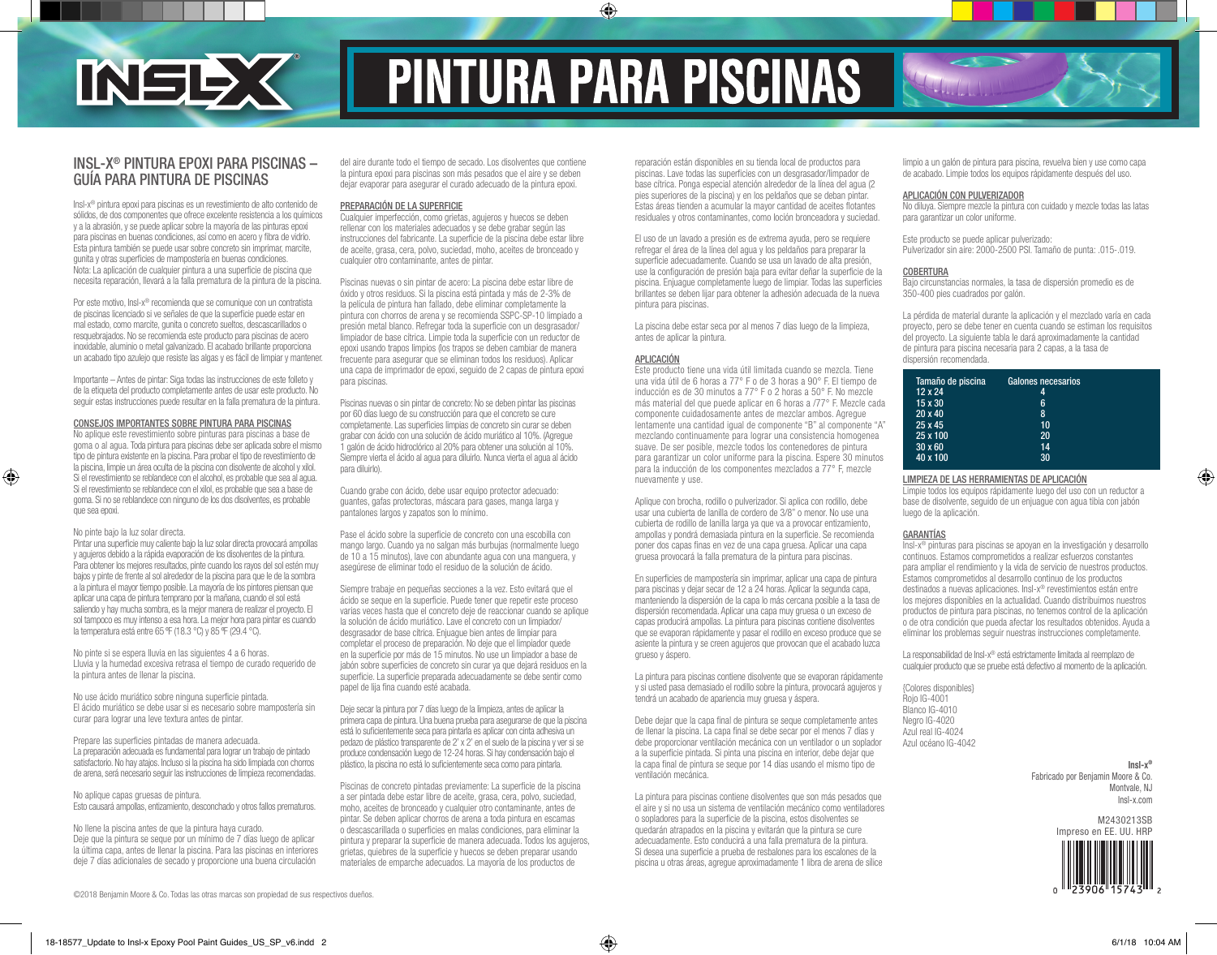# PINTURA PARA PISCINAS

## INSL-X® PINTURA EPOXI PARA PISCINAS – GUÍA PARA PINTURA DE PISCINAS

Insl-x® pintura epoxi para piscinas es un revestimiento de alto contenido de sólidos, de dos componentes que ofrece excelente resistencia a los químicos y a la abrasión, y se puede aplicar sobre la mayoría de las pinturas epoxi para piscinas en buenas condiciones, así como en acero y fibra de vidrio. Esta pintura también se puede usar sobre concreto sin imprimar, marcite, gunita y otras superficies de mampostería en buenas condiciones. Nota: La aplicación de cualquier pintura a una superficie de piscina que necesita reparación, llevará a la falla prematura de la pintura de la piscina.

Por este motivo, Insl-x® recomienda que se comunique con un contratista de piscinas licenciado si ve señales de que la superficie puede estar en mal estado, como marcite, gunita o concreto sueltos, descascarillados o resquebrajados. No se recomienda este producto para piscinas de acero inoxidable, aluminio o metal galvanizado. El acabado brillante proporciona un acabado tipo azulejo que resiste las algas y es fácil de limpiar y mantener.

Importante – Antes de pintar: Siga todas las instrucciones de este folleto y de la etiqueta del producto completamente antes de usar este producto. No seguir estas instrucciones puede resultar en la falla prematura de la pintura.

### CONSEJOS IMPORTANTES SOBRE PINTURA PARA PISCINAS

No aplique este revestimiento sobre pinturas para piscinas a base de goma o al agua. Toda pintura para piscinas debe ser aplicada sobre el mismo tipo de pintura existente en la piscina. Para probar el tipo de revestimiento de la piscina, limpie un área oculta de la piscina con disolvente de alcohol y xilol. Si el revestimiento se reblandece con el alcohol, es probable que sea al agua. Si el revestimiento se reblandece con el xilol, es probable que sea a base de goma. Si no se reblandece con ninguno de los dos disolventes, es probable que sea epoxi.

No pinte bajo la luz solar directa.
Pintar una superficie muy caliente bajo la luz solar directa provocará ampollas y agujeros debido a la rápida evaporación de los disolventes de la pintura. Para obtener los mejores resultados, pinte cuando los rayos del sol estén muy bajos y pinte de frente al sol alrededor de la piscina para que le de la sombra a la pintura el mayor tiempo posible. La mayoría de los pintores piensan que aplicar una capa de pintura temprano por la mañana, cuando el sol está saliendo y hay mucha sombra, es la mejor manera de realizar el proyecto. El sol tampoco es muy intenso a esa hora. La mejor hora para pintar es cuando la temperatura está entre 65 ºF (18.3 °C) y 85 ºF (29.4 °C).

No pinte si se espera lluvia en las siguientes 4 a 6 horas.
Lluvia y la humedad excesiva retrasa el tiempo de curado requerido de la pintura antes de llenar la piscina.

No use ácido muriático sobre ninguna superficie pintada.
El ácido muriático se debe usar si es necesario sobre mampostería sin curar para lograr una leve textura antes de pintar.

Prepare las superficies pintadas de manera adecuada.
La preparación adecuada es fundamental para lograr un trabajo de pintado satisfactorio. No hay atajos. Incluso si la piscina ha sido limpiada con chorros de arena, será necesario seguir las instrucciones de limpieza recomendadas.

No aplique capas gruesas de pintura.
Esto causará ampollas, entizamiento, desconchado y otros fallos prematuros.

No llene la piscina antes de que la pintura haya curado.
Deje que la pintura se seque por un mínimo de 7 días luego de aplicar la última capa, antes de llenar la piscina. Para las piscinas en interiores deje 7 días adicionales de secado y proporcione una buena circulación del aire durante todo el tiempo de secado. Los disolventes que contiene la pintura epoxi para piscinas son más pesados que el aire y se deben dejar evaporar para asegurar el curado adecuado de la pintura epoxi.

### PREPARACIÓN DE LA SUPERFICIE

Cualquier imperfección, como grietas, agujeros y huecos se deben rellenar con los materiales adecuados y se debe grabar según las instrucciones del fabricante. La superficie de la piscina debe estar libre de aceite, grasa, cera, polvo, suciedad, moho, aceites de bronceado y cualquier otro contaminante, antes de pintar.

Piscinas nuevas o sin pintar de acero: La piscina debe estar libre de óxido y otros residuos. Si la piscina está pintada y más de 2-3% de la película de pintura han fallado, debe eliminar completamente la pintura con chorros de arena y se recomienda SSPC-SP-10 limpiado a presión metal blanco. Refregar toda la superficie con un desgrasador/limpiador de base cítrica. Limpie toda la superficie con un reductor de epoxi usando trapos limpios (los trapos se deben cambiar de manera frecuente para asegurar que se eliminan todos los residuos). Aplicar una capa de imprimador de epoxi, seguido de 2 capas de pintura epoxi para piscinas.

Piscinas nuevas o sin pintar de concreto: No se deben pintar las piscinas por 60 días luego de su construcción para que el concreto se cure completamente. Las superficies limpias de concreto sin curar se deben grabar con ácido con una solución de ácido muriático al 10%. (Agregue 1 galón de ácido hidroclórico al 20% para obtener una solución al 10%. Siempre vierta el ácido al agua para diluirlo. Nunca vierta el agua al ácido para diluirlo).

Cuando grabe con ácido, debe usar equipo protector adecuado: guantes, gafas protectoras, máscara para gases, manga larga y pantalones largos y zapatos son lo mínimo.

Pase el ácido sobre la superficie de concreto con una escobilla con mango largo. Cuando ya no salgan más burbujas (normalmente luego de 10 a 15 minutos), lave con abundante agua con una manguera, y asegúrese de eliminar todo el residuo de la solución de ácido.

Siempre trabaje en pequeñas secciones a la vez. Esto evitará que el ácido se seque en la superficie. Puede tener que repetir este proceso varias veces hasta que el concreto deje de reaccionar cuando se aplique la solución de ácido muriático. Lave el concreto con un limpiador/desgrasador de base cítrica. Enjuague bien antes de limpiar para completar el proceso de preparación. No deje que el limpiador quede en la superficie por más de 15 minutos. No use un limpiador a base de jabón sobre superficies de concreto sin curar ya que dejará residuos en la superficie. La superficie preparada adecuadamente se debe sentir como papel de lija fina cuando esté acabada.

Deje secar la pintura por 7 días luego de la limpieza, antes de aplicar la primera capa de pintura. Una buena prueba para asegurarse de que la piscina está lo suficientemente seca para pintarla es aplicar con cinta adhesiva un pedazo de plástico transparente de 2' x 2' en el suelo de la piscina y ver si se produce condensación luego de 12-24 horas. Si hay condensación bajo el plástico, la piscina no está lo suficientemente seca como para pintarla.

Piscinas de concreto pintadas previamente: La superficie de la piscina a ser pintada debe estar libre de aceite, grasa, cera, polvo, suciedad, moho, aceites de bronceado y cualquier otro contaminante, antes de pintar. Se deben aplicar chorros de arena a toda pintura en escamas o descascarillada o superficies en malas condiciones, para eliminar la pintura y preparar la superficie de manera adecuada. Todos los agujeros, grietas, quiebres de la superficie y huecos se deben preparar usando materiales de emparche adecuados. La mayoría de los productos de reparación están disponibles en su tienda local de productos para piscinas. Lave todas las superficies con un desgrasador/limpiador de base cítrica. Ponga especial atención alrededor de la línea del agua (2 pies superiores de la piscina) y en los peldaños que se deban pintar. Estas áreas tienden a acumular la mayor cantidad de aceites flotantes residuales y otros contaminantes, como loción bronceadora y suciedad.

El uso de un lavado a presión es de extrema ayuda, pero se requiere refregar el área de la línea del agua y los peldaños para preparar la superficie adecuadamente. Cuando se usa un lavado de alta presión, use la configuración de presión baja para evitar dañar la superficie de la piscina. Enjuague completamente luego de limpiar. Todas las superficies brillantes se deben lijar para obtener la adhesión adecuada de la nueva pintura para piscinas.

La piscina debe estar seca por al menos 7 días luego de la limpieza, antes de aplicar la pintura.

### APLICACIÓN

Este producto tiene una vida útil limitada cuando se mezcla. Tiene una vida útil de 6 horas a 77° F o de 3 horas a 90° F. El tiempo de inducción es de 30 minutos a 77° F o 2 horas a 50° F. No mezcle más material del que puede aplicar en 6 horas a /77° F. Mezcle cada componente cuidadosamente antes de mezclar ambos. Agregue lentamente una cantidad igual de componente "B" al componente "A" mezclando continuamente para lograr una consistencia homogenea suave. De ser posible, mezcle todos los contenedores de pintura para garantizar un color uniforme para la piscina. Espere 30 minutos para la inducción de los componentes mezclados a 77° F, mezcle nuevamente y use.

Aplique con brocha, rodillo o pulverizador. Si aplica con rodillo, debe usar una cubierta de lanilla de cordero de 3/8" o menor. No use una cubierta de rodillo de lanilla larga ya que va a provocar entizamiento, ampollas y pondrá demasiada pintura en la superficie. Se recomienda poner dos capas finas en vez de una capa gruesa. Aplicar una capa gruesa provocará la falla prematura de la pintura para piscinas.

En superficies de mampostería sin imprimar, aplicar una capa de pintura para piscinas y dejar secar de 12 a 24 horas. Aplicar la segunda capa, manteniendo la dispersión de la capa lo más cercana posible a la tasa de dispersión recomendada. Aplicar una capa muy gruesa o un exceso de capas producirá ampollas. La pintura para piscinas contiene disolventes que se evaporan rápidamente y pasar el rodillo en exceso produce que se asiente la pintura y se creen agujeros que provocan que el acabado luzca grueso y áspero.

La pintura para piscinas contiene disolvente que se evaporan rápidamente y si usted pasa demasiado el rodillo sobre la pintura, provocará agujeros y tendrá un acabado de apariencia muy gruesa y áspera.

Debe dejar que la capa final de pintura se seque completamente antes de llenar la piscina. La capa final se debe secar por el menos 7 días y debe proporcionar ventilación mecánica con un ventilador o un soplador a la superficie pintada. Si pinta una piscina en interior, debe dejar que la capa final de pintura se seque por 14 días usando el mismo tipo de ventilación mecánica.

La pintura para piscinas contiene disolventes que son más pesados que el aire y si no usa un sistema de ventilación mecánico como ventiladores o sopladores para la superficie de la piscina, estos disolventes se quedarán atrapados en la piscina y evitarán que la pintura se cure adecuadamente. Esto conducirá a una falla prematura de la pintura. Si desea una superficie a prueba de resbalones para los escalones de la piscina u otras áreas, agregue aproximadamente 1 libra de arena de sílice limpio a un galón de pintura para piscina, revuelva bien y use como capa de acabado. Limpie todos los equipos rápidamente después del uso.

### APLICACIÓN CON PULVERIZADOR

No diluya. Siempre mezcle la pintura con cuidado y mezcle todas las latas para garantizar un color uniforme.

Este producto se puede aplicar pulverizado:
Pulverizador sin aire: 2000-2500 PSI. Tamaño de punta: .015-.019.

### COBERTURA

Bajo circunstancias normales, la tasa de dispersión promedio es de 350-400 pies cuadrados por galón.

La pérdida de material durante la aplicación y el mezclado varía en cada proyecto, pero se debe tener en cuenta cuando se estiman los requisitos del proyecto. La siguiente tabla le dará aproximadamente la cantidad de pintura para piscina necesaria para 2 capas, a la tasa de dispersión recomendada.

| Tamaño de piscina | Galones necesarios |
|---|---|
| 12 x 24 | 4 |
| 15 x 30 | 6 |
| 20 x 40 | 8 |
| 25 x 45 | 10 |
| 25 x 100 | 20 |
| 30 x 60 | 14 |
| 40 x 100 | 30 |

### LIMPIEZA DE LAS HERRAMIENTAS DE APLICACIÓN

Limpie todos los equipos rápidamente luego del uso con un reductor a base de disolvente, seguido de un enjuague con agua tibia con jabón luego de la aplicación.

### GARANTÍAS

Insl-x® pinturas para piscinas se apoyan en la investigación y desarrollo continuos. Estamos comprometidos a realizar esfuerzos constantes para ampliar el rendimiento y la vida de servicio de nuestros productos. Estamos comprometidos al desarrollo continuo de los productos destinados a nuevas aplicaciones. Insl-x® revestimientos están entre los mejores disponibles en la actualidad. Cuando distribuimos nuestros productos de pintura para piscinas, no tenemos control de la aplicación o de otra condición que pueda afectar los resultados obtenidos. Ayuda a eliminar los problemas seguir nuestras instrucciones completamente.

La responsabilidad de Insl-x® está estrictamente limitada al reemplazo de cualquier producto que se pruebe está defectivo al momento de la aplicación.

{Colores disponibles}
Rojo IG-4001
Blanco IG-4010
Negro IG-4020
Azul real IG-4024
Azul océano IG-4042

**Insl-x®**
Fabricado por Benjamin Moore & Co.
Montvale, NJ
Insl-x.com

M2430213SB
Impreso en EE. UU. HRP

0 23906 15743 2

©2018 Benjamin Moore & Co. Todas las otras marcas son propiedad de sus respectivos dueños.